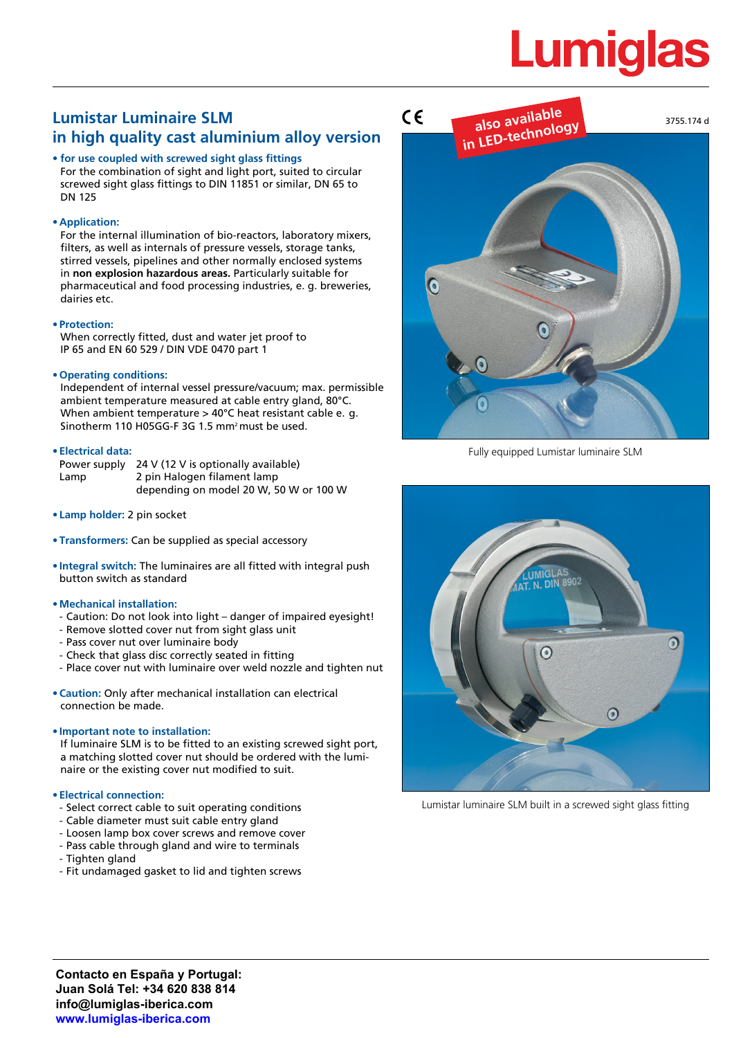# Lumiglas

# Lumistar Luminaire SLM in high quality cast aluminium alloy version

CE

also available in LED-technology

3755.174 d

- **for use coupled with screwed sight glass fittings**
  For the combination of sight and light port, suited to circular screwed sight glass fittings to DIN 11851 or similar, DN 65 to DN 125

- **Application:**
  For the internal illumination of bio-reactors, laboratory mixers, filters, as well as internals of pressure vessels, storage tanks, stirred vessels, pipelines and other normally enclosed systems in **non explosion hazardous areas.** Particularly suitable for pharmaceutical and food processing industries, e. g. breweries, dairies etc.

- **Protection:**
  When correctly fitted, dust and water jet proof to IP 65 and EN 60 529 / DIN VDE 0470 part 1

- **Operating conditions:**
  Independent of internal vessel pressure/vacuum; max. permissible ambient temperature measured at cable entry gland, 80°C. When ambient temperature > 40°C heat resistant cable e. g. Sinotherm 110 H05GG-F 3G 1.5 mm² must be used.

- **Electrical data:**

  | | |
  |---|---|
  | Power supply | 24 V (12 V is optionally available) |
  | Lamp | 2 pin Halogen filament lamp depending on model 20 W, 50 W or 100 W |

- **Lamp holder:** 2 pin socket

- **Transformers:** Can be supplied as special accessory

- **Integral switch:** The luminaires are all fitted with integral push button switch as standard

- **Mechanical installation:**
  - Caution: Do not look into light – danger of impaired eyesight!
  - Remove slotted cover nut from sight glass unit
  - Pass cover nut over luminaire body
  - Check that glass disc correctly seated in fitting
  - Place cover nut with luminaire over weld nozzle and tighten nut

- **Caution:** Only after mechanical installation can electrical connection be made.

- **Important note to installation:**
  If luminaire SLM is to be fitted to an existing screwed sight port, a matching slotted cover nut should be ordered with the luminaire or the existing cover nut modified to suit.

- **Electrical connection:**
  - Select correct cable to suit operating conditions
  - Cable diameter must suit cable entry gland
  - Loosen lamp box cover screws and remove cover
  - Pass cable through gland and wire to terminals
  - Tighten gland
  - Fit undamaged gasket to lid and tighten screws

Fully equipped Lumistar luminaire SLM

Lumistar luminaire SLM built in a screwed sight glass fitting

**Contacto en España y Portugal:**
**Juan Solá Tel: +34 620 838 814**
**info@lumiglas-iberica.com**
**www.lumiglas-iberica.com**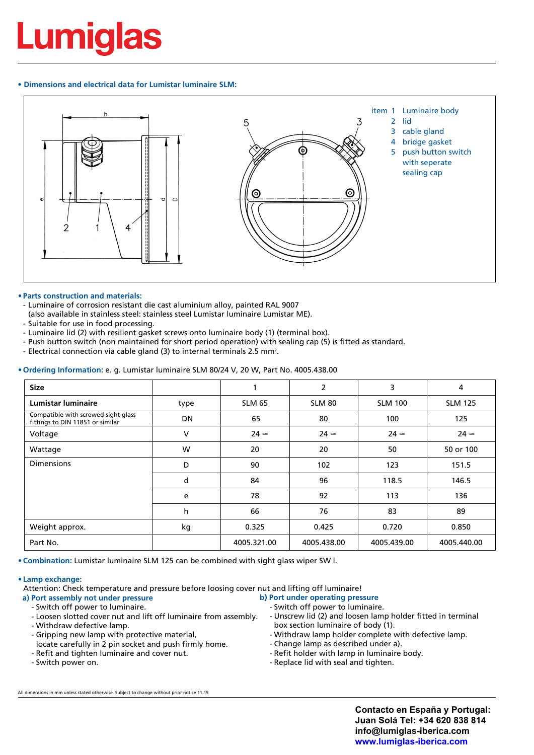# Lumiglas

**• Dimensions and electrical data for Lumistar luminaire SLM:**

item 1 Luminaire body
2 lid
3 cable gland
4 bridge gasket
5 push button switch with seperate sealing cap

**• Parts construction and materials:**

- Luminaire of corrosion resistant die cast aluminium alloy, painted RAL 9007 (also available in stainless steel: stainless steel Lumistar luminaire Lumistar ME).
- Suitable for use in food processing.
- Luminaire lid (2) with resilient gasket screws onto luminaire body (1) (terminal box).
- Push button switch (non maintained for short period operation) with sealing cap (5) is fitted as standard.
- Electrical connection via cable gland (3) to internal terminals 2.5 mm².

**• Ordering Information:** e. g. Lumistar luminaire SLM 80/24 V, 20 W, Part No. 4005.438.00

| Size | | 1 | 2 | 3 | 4 |
|---|---|---|---|---|---|
| **Lumistar luminaire** | type | SLM 65 | SLM 80 | SLM 100 | SLM 125 |
| Compatible with screwed sight glass fittings to DIN 11851 or similar | DN | 65 | 80 | 100 | 125 |
| Voltage | V | 24 ≃ | 24 ≃ | 24 ≃ | 24 ≃ |
| Wattage | W | 20 | 20 | 50 | 50 or 100 |
| Dimensions | D | 90 | 102 | 123 | 151.5 |
| | d | 84 | 96 | 118.5 | 146.5 |
| | e | 78 | 92 | 113 | 136 |
| | h | 66 | 76 | 83 | 89 |
| Weight approx. | kg | 0.325 | 0.425 | 0.720 | 0.850 |
| Part No. | | 4005.321.00 | 4005.438.00 | 4005.439.00 | 4005.440.00 |

**• Combination:** Lumistar luminaire SLM 125 can be combined with sight glass wiper SW I.

**• Lamp exchange:**

Attention: Check temperature and pressure before loosing cover nut and lifting off luminaire!

**a) Port assembly not under pressure**

- Switch off power to luminaire.
- Loosen slotted cover nut and lift off luminaire from assembly.
- Withdraw defective lamp.
- Gripping new lamp with protective material, locate carefully in 2 pin socket and push firmly home.
- Refit and tighten luminaire and cover nut.
- Switch power on.

**b) Port under operating pressure**

- Switch off power to luminaire.
- Unscrew lid (2) and loosen lamp holder fitted in terminal box section luminaire of body (1).
- Withdraw lamp holder complete with defective lamp.
- Change lamp as described under a).
- Refit holder with lamp in luminaire body.
- Replace lid with seal and tighten.

All dimensions in mm unless stated otherwise. Subject to change without prior notice 11.15

**Contacto en España y Portugal:**
**Juan Solá Tel: +34 620 838 814**
**info@lumiglas-iberica.com**
**www.lumiglas-iberica.com**